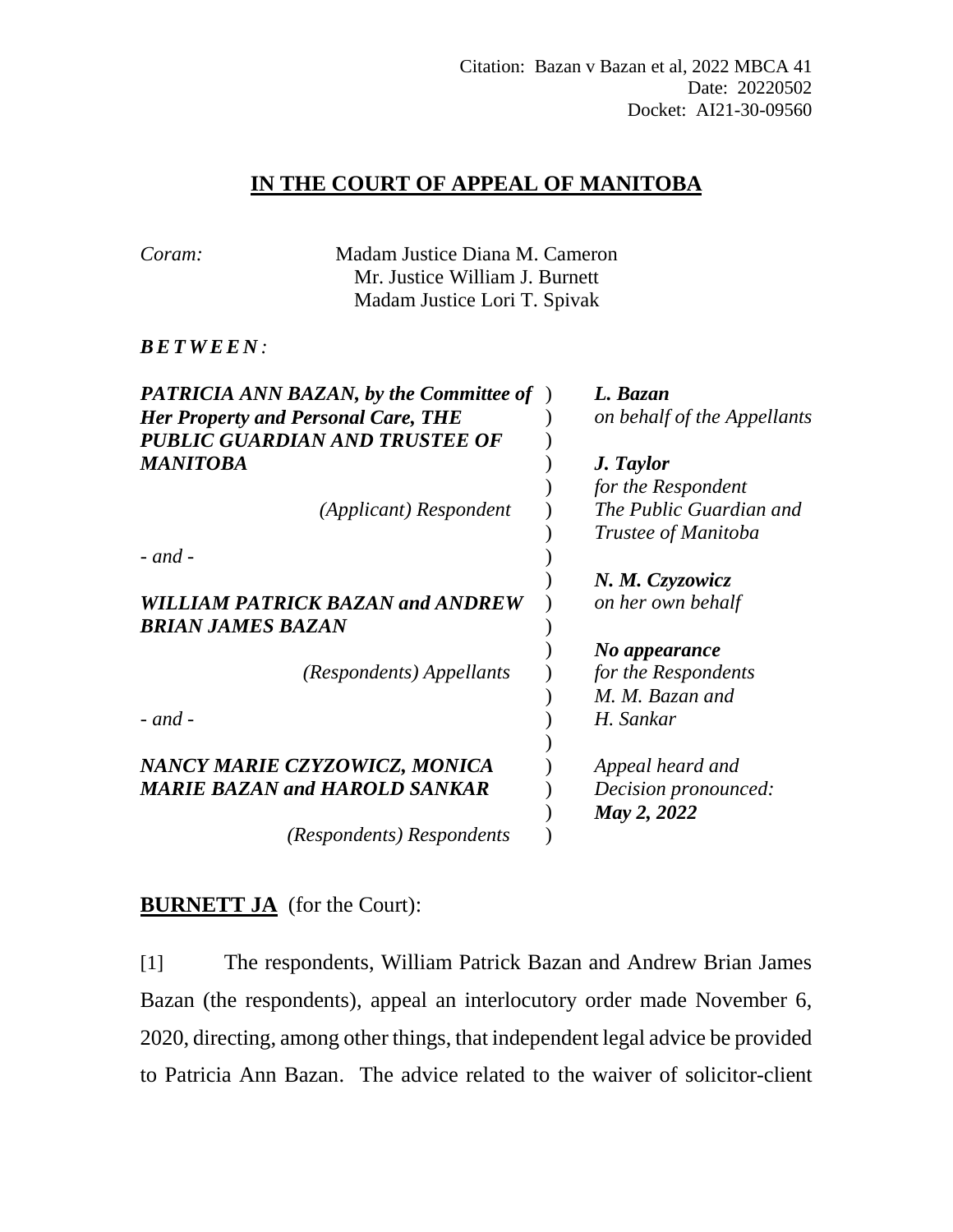Citation: Bazan v Bazan et al, 2022 MBCA 41
Date: 20220502
Docket: AI21-30-09560

# IN THE COURT OF APPEAL OF MANITOBA

*Coram:* Madam Justice Diana M. Cameron
Mr. Justice William J. Burnett
Madam Justice Lori T. Spivak

***B E T W E E N :***

| | |
|---|---|
| ***PATRICIA ANN BAZAN, by the Committee of Her Property and Personal Care, THE PUBLIC GUARDIAN AND TRUSTEE OF MANITOBA*** | ***L. Bazan*** *on behalf of the Appellants* |
| *(Applicant) Respondent* | ***J. Taylor*** *for the Respondent The Public Guardian and Trustee of Manitoba* |
| *- and -* | |
| ***WILLIAM PATRICK BAZAN and ANDREW BRIAN JAMES BAZAN*** | ***N. M. Czyzowicz*** *on her own behalf* |
| *(Respondents) Appellants* | ***No appearance*** *for the Respondents M. M. Bazan and H. Sankar* |
| *- and -* | |
| ***NANCY MARIE CZYZOWICZ, MONICA MARIE BAZAN and HAROLD SANKAR*** | *Appeal heard and Decision pronounced:* ***May 2, 2022*** |
| *(Respondents) Respondents* | |

**BURNETT JA** (for the Court):

[1] The respondents, William Patrick Bazan and Andrew Brian James Bazan (the respondents), appeal an interlocutory order made November 6, 2020, directing, among other things, that independent legal advice be provided to Patricia Ann Bazan. The advice related to the waiver of solicitor-client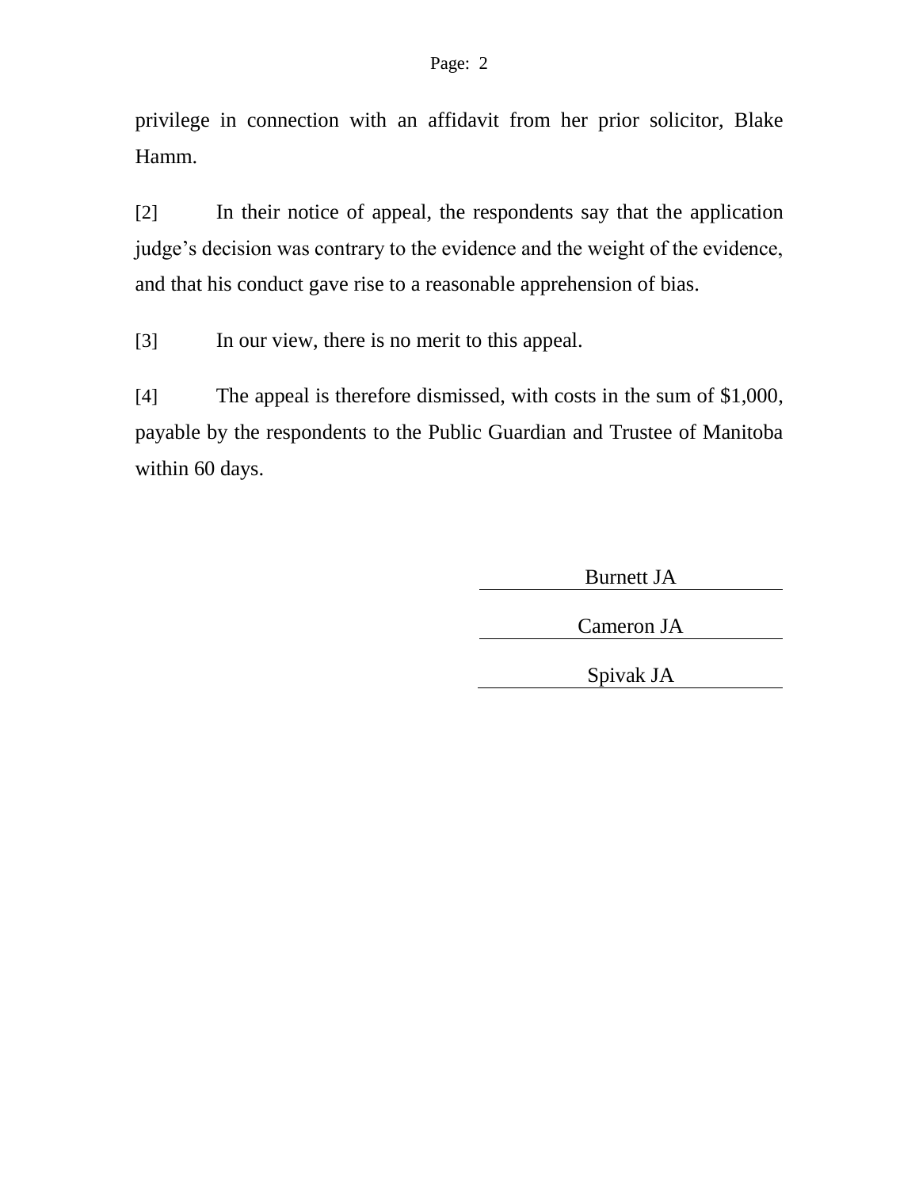privilege in connection with an affidavit from her prior solicitor, Blake Hamm.

[2] In their notice of appeal, the respondents say that the application judge's decision was contrary to the evidence and the weight of the evidence, and that his conduct gave rise to a reasonable apprehension of bias.

[3] In our view, there is no merit to this appeal.

[4] The appeal is therefore dismissed, with costs in the sum of $1,000, payable by the respondents to the Public Guardian and Trustee of Manitoba within 60 days.

Burnett JA

Cameron JA

Spivak JA